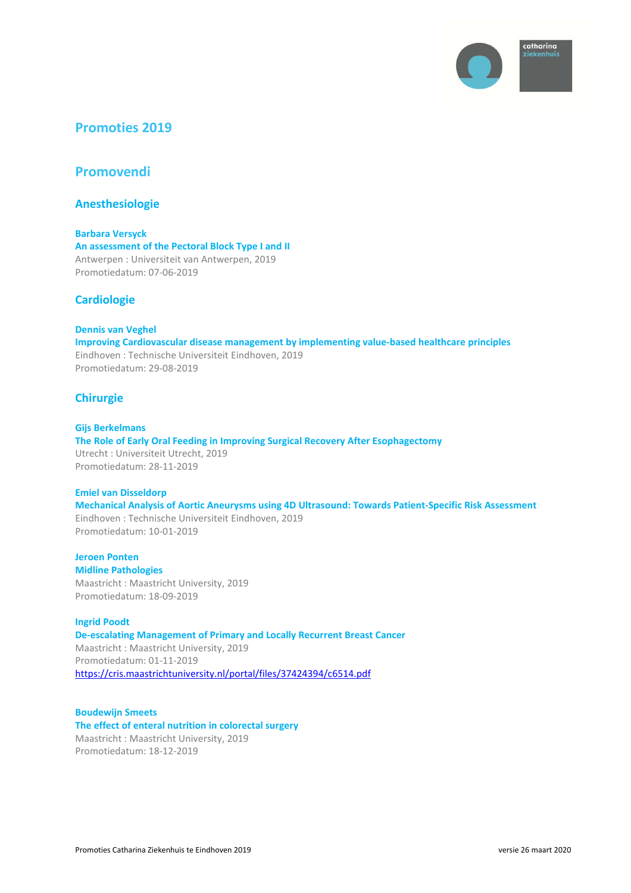# Promoties 2019

## Promovendi

### Anesthesiologie

**Barbara Versyck**
**An assessment of the Pectoral Block Type I and II**
Antwerpen : Universiteit van Antwerpen, 2019
Promotiedatum: 07-06-2019

### Cardiologie

**Dennis van Veghel**
**Improving Cardiovascular disease management by implementing value-based healthcare principles**
Eindhoven : Technische Universiteit Eindhoven, 2019
Promotiedatum: 29-08-2019

### Chirurgie

**Gijs Berkelmans**
**The Role of Early Oral Feeding in Improving Surgical Recovery After Esophagectomy**
Utrecht : Universiteit Utrecht, 2019
Promotiedatum: 28-11-2019

**Emiel van Disseldorp**
**Mechanical Analysis of Aortic Aneurysms using 4D Ultrasound: Towards Patient-Specific Risk Assessment**
Eindhoven : Technische Universiteit Eindhoven, 2019
Promotiedatum: 10-01-2019

**Jeroen Ponten**
**Midline Pathologies**
Maastricht : Maastricht University, 2019
Promotiedatum: 18-09-2019

**Ingrid Poodt**
**De-escalating Management of Primary and Locally Recurrent Breast Cancer**
Maastricht : Maastricht University, 2019
Promotiedatum: 01-11-2019
https://cris.maastrichtuniversity.nl/portal/files/37424394/c6514.pdf

**Boudewijn Smeets**
**The effect of enteral nutrition in colorectal surgery**
Maastricht : Maastricht University, 2019
Promotiedatum: 18-12-2019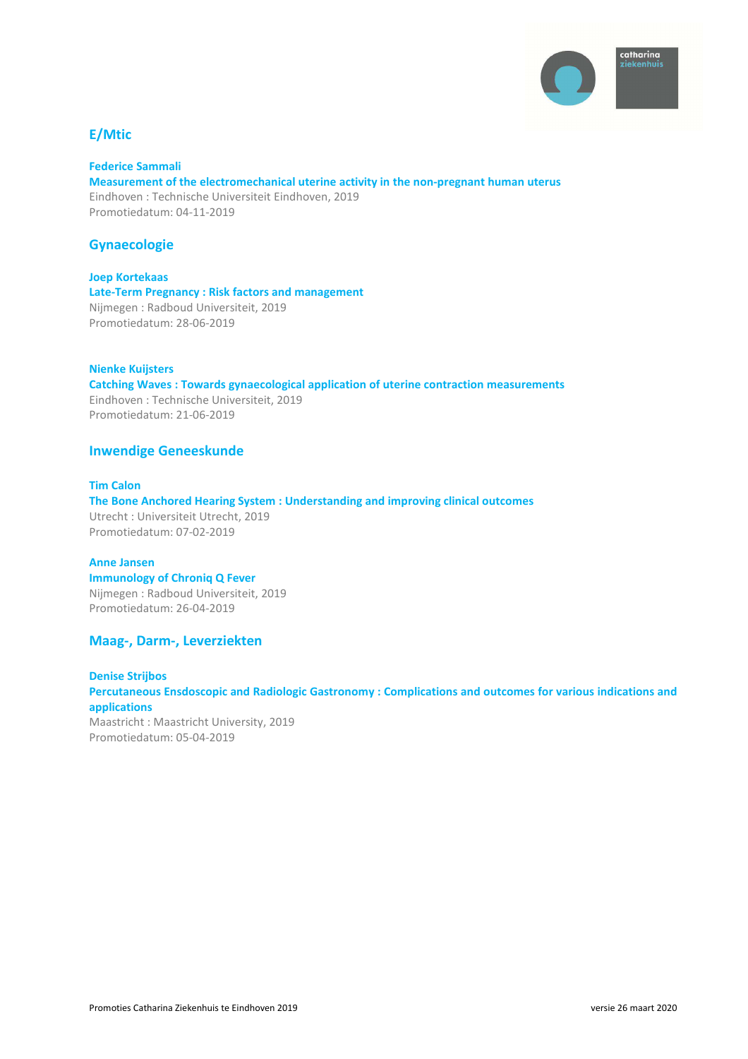## E/Mtic

**Federice Sammali**
**Measurement of the electromechanical uterine activity in the non-pregnant human uterus**
Eindhoven : Technische Universiteit Eindhoven, 2019
Promotiedatum: 04-11-2019

## Gynaecologie

**Joep Kortekaas**
**Late-Term Pregnancy : Risk factors and management**
Nijmegen : Radboud Universiteit, 2019
Promotiedatum: 28-06-2019

**Nienke Kuijsters**
**Catching Waves : Towards gynaecological application of uterine contraction measurements**
Eindhoven : Technische Universiteit, 2019
Promotiedatum: 21-06-2019

## Inwendige Geneeskunde

**Tim Calon**
**The Bone Anchored Hearing System : Understanding and improving clinical outcomes**
Utrecht : Universiteit Utrecht, 2019
Promotiedatum: 07-02-2019

**Anne Jansen**
**Immunology of Chroniq Q Fever**
Nijmegen : Radboud Universiteit, 2019
Promotiedatum: 26-04-2019

## Maag-, Darm-, Leverziekten

**Denise Strijbos**
**Percutaneous Ensdoscopic and Radiologic Gastronomy : Complications and outcomes for various indications and applications**
Maastricht : Maastricht University, 2019
Promotiedatum: 05-04-2019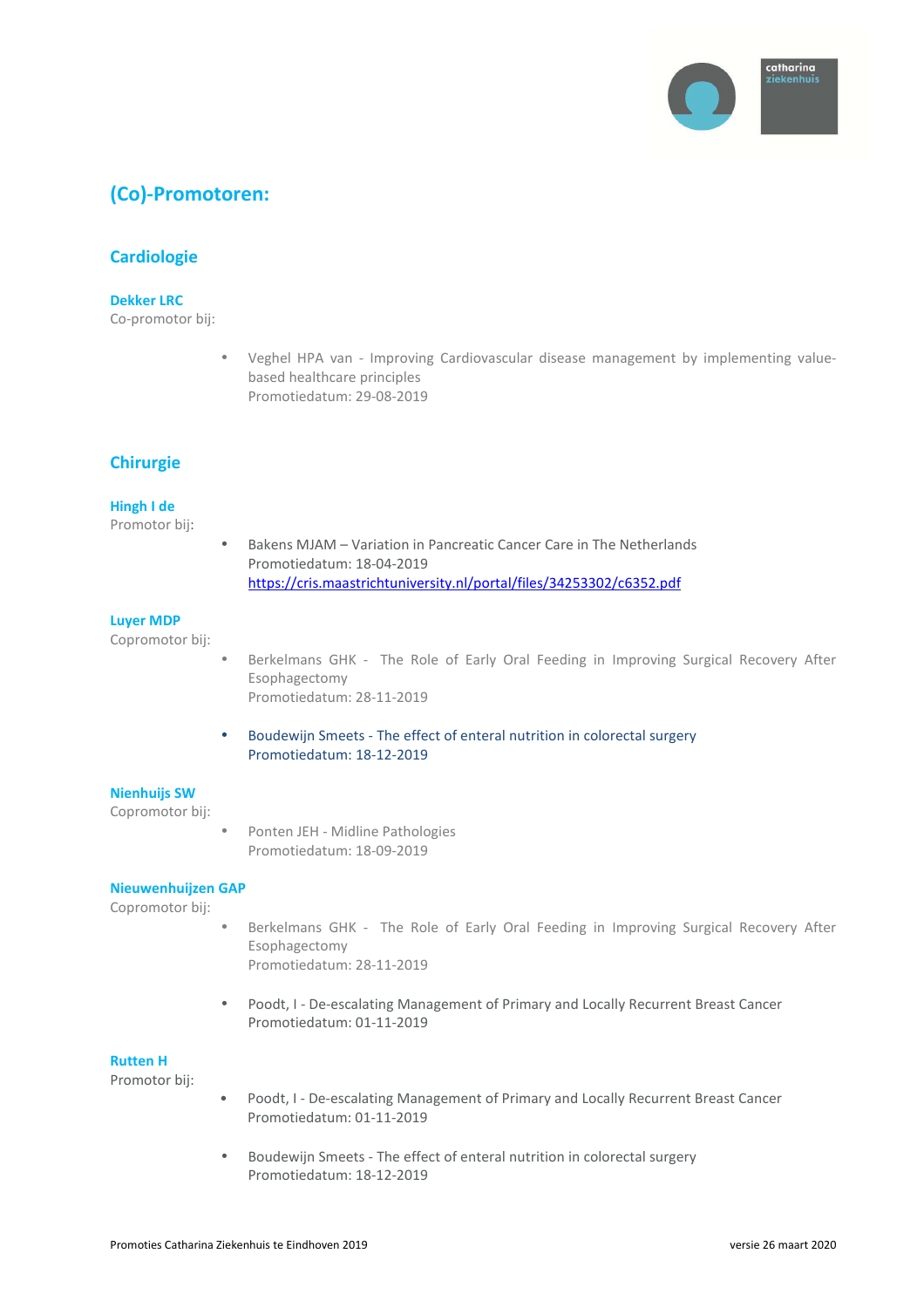# (Co)-Promotoren:

## Cardiologie

### Dekker LRC

Co-promotor bij:

- Veghel HPA van - Improving Cardiovascular disease management by implementing value-based healthcare principles
  Promotiedatum: 29-08-2019

## Chirurgie

### Hingh I de

Promotor bij:

- Bakens MJAM – Variation in Pancreatic Cancer Care in The Netherlands
  Promotiedatum: 18-04-2019
  https://cris.maastrichtuniversity.nl/portal/files/34253302/c6352.pdf

### Luyer MDP

Copromotor bij:

- Berkelmans GHK - The Role of Early Oral Feeding in Improving Surgical Recovery After Esophagectomy
  Promotiedatum: 28-11-2019

- Boudewijn Smeets - The effect of enteral nutrition in colorectal surgery
  Promotiedatum: 18-12-2019

### Nienhuijs SW

Copromotor bij:

- Ponten JEH - Midline Pathologies
  Promotiedatum: 18-09-2019

### Nieuwenhuijzen GAP

Copromotor bij:

- Berkelmans GHK - The Role of Early Oral Feeding in Improving Surgical Recovery After Esophagectomy
  Promotiedatum: 28-11-2019

- Poodt, I - De-escalating Management of Primary and Locally Recurrent Breast Cancer
  Promotiedatum: 01-11-2019

### Rutten H

Promotor bij:

- Poodt, I - De-escalating Management of Primary and Locally Recurrent Breast Cancer
  Promotiedatum: 01-11-2019

- Boudewijn Smeets - The effect of enteral nutrition in colorectal surgery
  Promotiedatum: 18-12-2019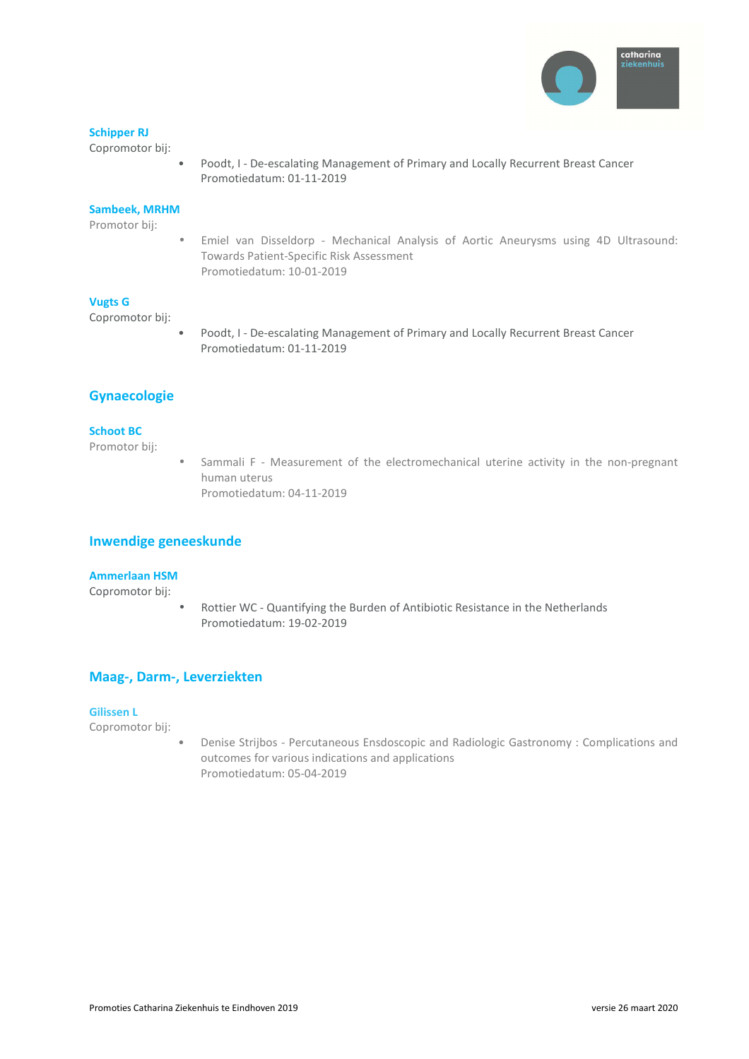**Schipper RJ**

Copromotor bij:

- Poodt, I - De-escalating Management of Primary and Locally Recurrent Breast Cancer
  Promotiedatum: 01-11-2019

**Sambeek, MRHM**

Promotor bij:

- Emiel van Disseldorp - Mechanical Analysis of Aortic Aneurysms using 4D Ultrasound: Towards Patient-Specific Risk Assessment
  Promotiedatum: 10-01-2019

**Vugts G**

Copromotor bij:

- Poodt, I - De-escalating Management of Primary and Locally Recurrent Breast Cancer
  Promotiedatum: 01-11-2019

## Gynaecologie

**Schoot BC**

Promotor bij:

- Sammali F - Measurement of the electromechanical uterine activity in the non-pregnant human uterus
  Promotiedatum: 04-11-2019

## Inwendige geneeskunde

**Ammerlaan HSM**

Copromotor bij:

- Rottier WC - Quantifying the Burden of Antibiotic Resistance in the Netherlands
  Promotiedatum: 19-02-2019

## Maag-, Darm-, Leverziekten

**Gilissen L**

Copromotor bij:

- Denise Strijbos - Percutaneous Ensdoscopic and Radiologic Gastronomy : Complications and outcomes for various indications and applications
  Promotiedatum: 05-04-2019